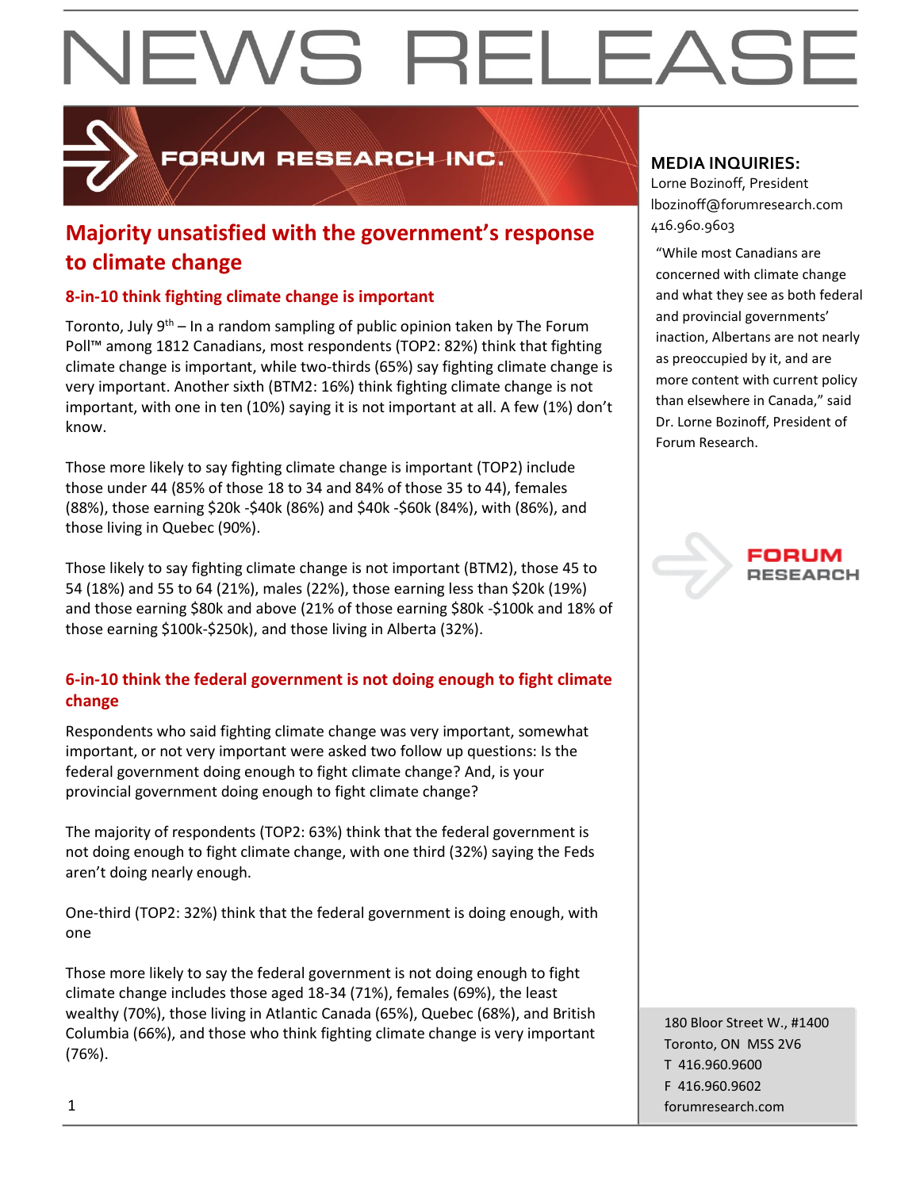# NEWS RELEASE

FORUM RESEARCH INC.

## Majority unsatisfied with the government's response to climate change

### 8-in-10 think fighting climate change is important

Toronto, July 9th – In a random sampling of public opinion taken by The Forum Poll™ among 1812 Canadians, most respondents (TOP2: 82%) think that fighting climate change is important, while two-thirds (65%) say fighting climate change is very important. Another sixth (BTM2: 16%) think fighting climate change is not important, with one in ten (10%) saying it is not important at all. A few (1%) don't know.

Those more likely to say fighting climate change is important (TOP2) include those under 44 (85% of those 18 to 34 and 84% of those 35 to 44), females (88%), those earning $20k -$40k (86%) and $40k -$60k (84%), with (86%), and those living in Quebec (90%).

Those likely to say fighting climate change is not important (BTM2), those 45 to 54 (18%) and 55 to 64 (21%), males (22%), those earning less than $20k (19%) and those earning $80k and above (21% of those earning $80k -$100k and 18% of those earning $100k-$250k), and those living in Alberta (32%).

### 6-in-10 think the federal government is not doing enough to fight climate change

Respondents who said fighting climate change was very important, somewhat important, or not very important were asked two follow up questions: Is the federal government doing enough to fight climate change? And, is your provincial government doing enough to fight climate change?

The majority of respondents (TOP2: 63%) think that the federal government is not doing enough to fight climate change, with one third (32%) saying the Feds aren't doing nearly enough.

One-third (TOP2: 32%) think that the federal government is doing enough, with one

Those more likely to say the federal government is not doing enough to fight climate change includes those aged 18-34 (71%), females (69%), the least wealthy (70%), those living in Atlantic Canada (65%), Quebec (68%), and British Columbia (66%), and those who think fighting climate change is very important (76%).

**MEDIA INQUIRIES:**
Lorne Bozinoff, President
lbozinoff@forumresearch.com
416.960.9603

"While most Canadians are concerned with climate change and what they see as both federal and provincial governments' inaction, Albertans are not nearly as preoccupied by it, and are more content with current policy than elsewhere in Canada," said Dr. Lorne Bozinoff, President of Forum Research.

FORUM RESEARCH

180 Bloor Street W., #1400
Toronto, ON M5S 2V6
T 416.960.9600
F 416.960.9602
forumresearch.com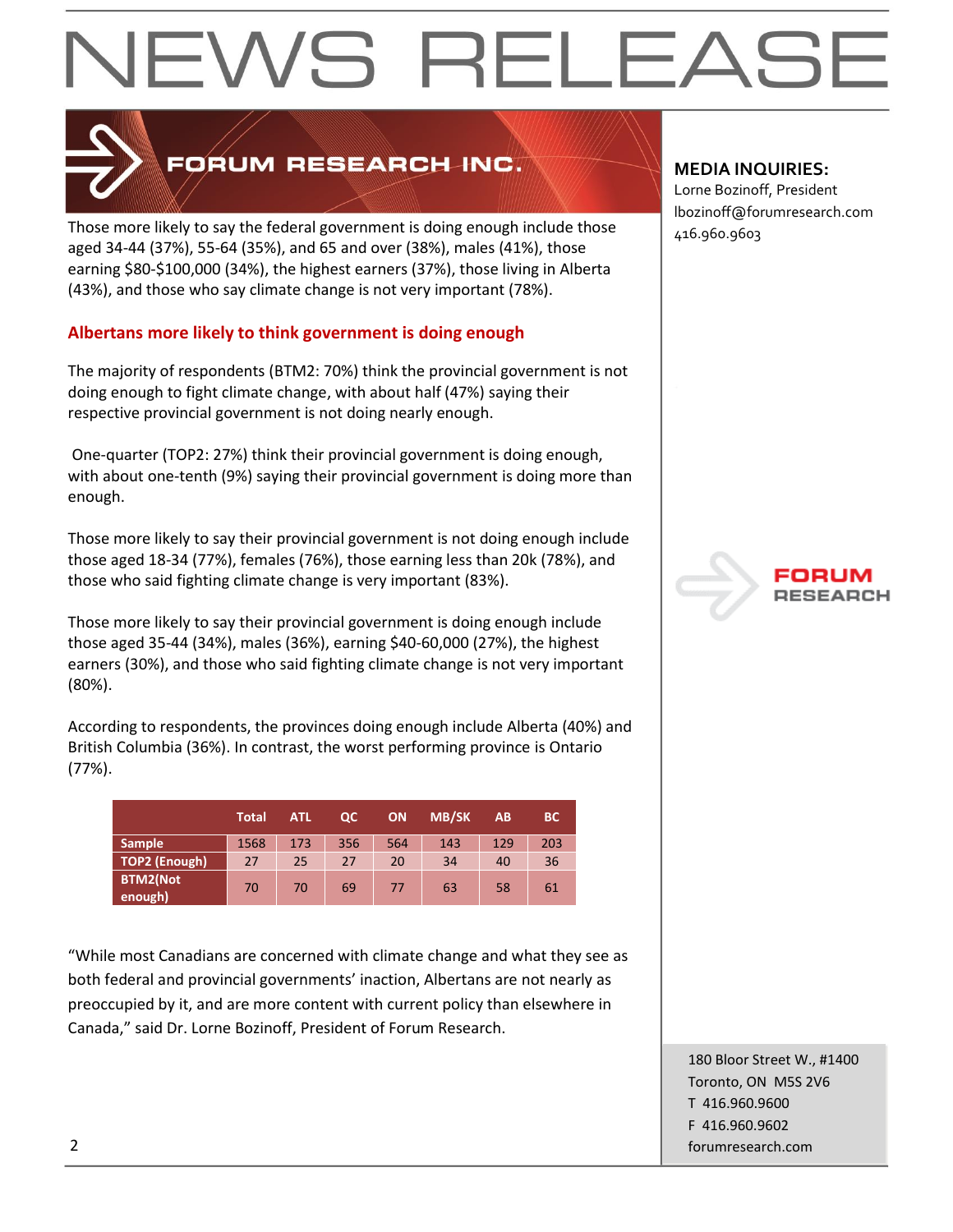Those more likely to say the federal government is doing enough include those aged 34-44 (37%), 55-64 (35%), and 65 and over (38%), males (41%), those earning $80-$100,000 (34%), the highest earners (37%), those living in Alberta (43%), and those who say climate change is not very important (78%).

## Albertans more likely to think government is doing enough

The majority of respondents (BTM2: 70%) think the provincial government is not doing enough to fight climate change, with about half (47%) saying their respective provincial government is not doing nearly enough.

One-quarter (TOP2: 27%) think their provincial government is doing enough, with about one-tenth (9%) saying their provincial government is doing more than enough.

Those more likely to say their provincial government is not doing enough include those aged 18-34 (77%), females (76%), those earning less than 20k (78%), and those who said fighting climate change is very important (83%).

Those more likely to say their provincial government is doing enough include those aged 35-44 (34%), males (36%), earning $40-60,000 (27%), the highest earners (30%), and those who said fighting climate change is not very important (80%).

According to respondents, the provinces doing enough include Alberta (40%) and British Columbia (36%). In contrast, the worst performing province is Ontario (77%).

| | Total | ATL | QC | ON | MB/SK | AB | BC |
|---|---|---|---|---|---|---|---|
| Sample | 1568 | 173 | 356 | 564 | 143 | 129 | 203 |
| TOP2 (Enough) | 27 | 25 | 27 | 20 | 34 | 40 | 36 |
| BTM2(Not enough) | 70 | 70 | 69 | 77 | 63 | 58 | 61 |

"While most Canadians are concerned with climate change and what they see as both federal and provincial governments' inaction, Albertans are not nearly as preoccupied by it, and are more content with current policy than elsewhere in Canada," said Dr. Lorne Bozinoff, President of Forum Research.

**MEDIA INQUIRIES:**
Lorne Bozinoff, President
lbozinoff@forumresearch.com
416.960.9603

180 Bloor Street W., #1400
Toronto, ON M5S 2V6
T 416.960.9600
F 416.960.9602
forumresearch.com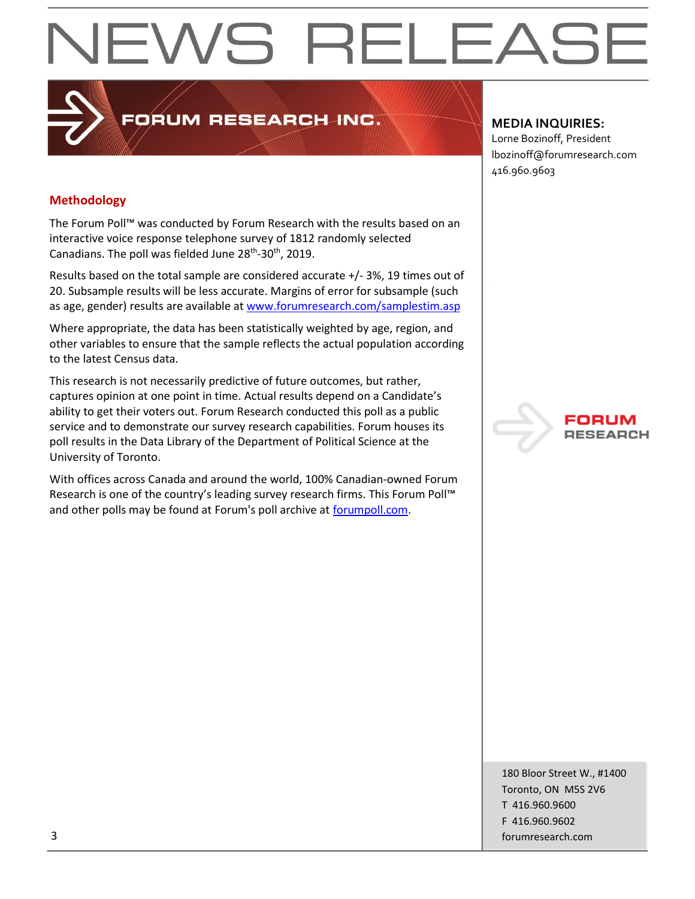# NEWS RELEASE

FORUM RESEARCH INC.

**MEDIA INQUIRIES:**
Lorne Bozinoff, President
lbozinoff@forumresearch.com
416.960.9603

## Methodology

The Forum Poll™ was conducted by Forum Research with the results based on an interactive voice response telephone survey of 1812 randomly selected Canadians. The poll was fielded June 28th-30th, 2019.

Results based on the total sample are considered accurate +/- 3%, 19 times out of 20. Subsample results will be less accurate. Margins of error for subsample (such as age, gender) results are available at [www.forumresearch.com/samplestim.asp](www.forumresearch.com/samplestim.asp)

Where appropriate, the data has been statistically weighted by age, region, and other variables to ensure that the sample reflects the actual population according to the latest Census data.

This research is not necessarily predictive of future outcomes, but rather, captures opinion at one point in time. Actual results depend on a Candidate's ability to get their voters out. Forum Research conducted this poll as a public service and to demonstrate our survey research capabilities. Forum houses its poll results in the Data Library of the Department of Political Science at the University of Toronto.

With offices across Canada and around the world, 100% Canadian-owned Forum Research is one of the country's leading survey research firms. This Forum Poll™ and other polls may be found at Forum's poll archive at [forumpoll.com](forumpoll.com).

180 Bloor Street W., #1400
Toronto, ON M5S 2V6
T 416.960.9600
F 416.960.9602
forumresearch.com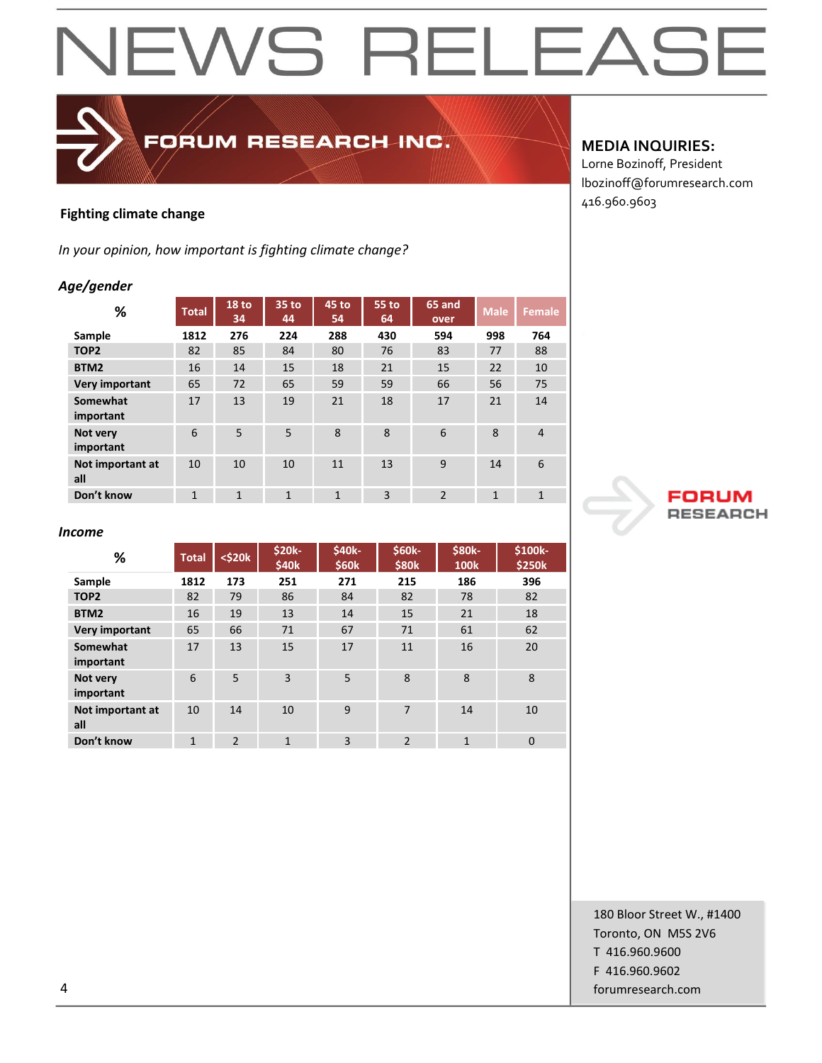# NEWS RELEASE

**FORUM RESEARCH INC.**

**MEDIA INQUIRIES:**
Lorne Bozinoff, President
lbozinoff@forumresearch.com
416.960.9603

### Fighting climate change

*In your opinion, how important is fighting climate change?*

***Age/gender***

| % | Total | 18 to 34 | 35 to 44 | 45 to 54 | 55 to 64 | 65 and over | Male | Female |
|---|---|---|---|---|---|---|---|---|
| **Sample** | **1812** | **276** | **224** | **288** | **430** | **594** | **998** | **764** |
| **TOP2** | 82 | 85 | 84 | 80 | 76 | 83 | 77 | 88 |
| **BTM2** | 16 | 14 | 15 | 18 | 21 | 15 | 22 | 10 |
| **Very important** | 65 | 72 | 65 | 59 | 59 | 66 | 56 | 75 |
| **Somewhat important** | 17 | 13 | 19 | 21 | 18 | 17 | 21 | 14 |
| **Not very important** | 6 | 5 | 5 | 8 | 8 | 6 | 8 | 4 |
| **Not important at all** | 10 | 10 | 10 | 11 | 13 | 9 | 14 | 6 |
| **Don't know** | 1 | 1 | 1 | 1 | 3 | 2 | 1 | 1 |

***Income***

| % | Total | <$20k | $20k-$40k | $40k-$60k | $60k-$80k | $80k-100k | $100k-$250k |
|---|---|---|---|---|---|---|---|
| **Sample** | **1812** | **173** | **251** | **271** | **215** | **186** | **396** |
| **TOP2** | 82 | 79 | 86 | 84 | 82 | 78 | 82 |
| **BTM2** | 16 | 19 | 13 | 14 | 15 | 21 | 18 |
| **Very important** | 65 | 66 | 71 | 67 | 71 | 61 | 62 |
| **Somewhat important** | 17 | 13 | 15 | 17 | 11 | 16 | 20 |
| **Not very important** | 6 | 5 | 3 | 5 | 8 | 8 | 8 |
| **Not important at all** | 10 | 14 | 10 | 9 | 7 | 14 | 10 |
| **Don't know** | 1 | 2 | 1 | 3 | 2 | 1 | 0 |

FORUM RESEARCH

180 Bloor Street W., #1400
Toronto, ON M5S 2V6
T 416.960.9600
F 416.960.9602
forumresearch.com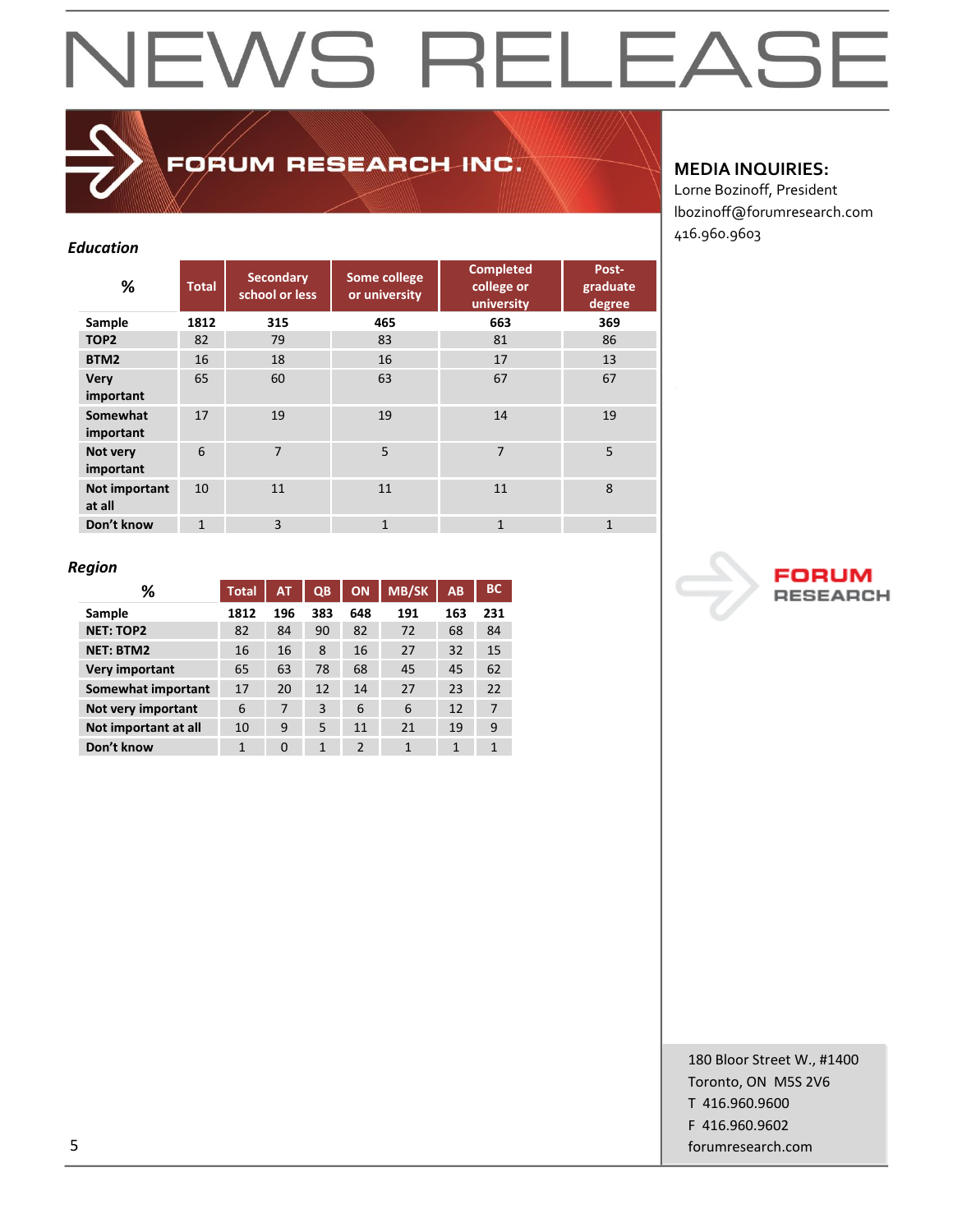# NEWS RELEASE

**FORUM RESEARCH INC.**

**MEDIA INQUIRIES:**
Lorne Bozinoff, President
lbozinoff@forumresearch.com
416.960.9603

***Education***

| % | Total | Secondary school or less | Some college or university | Completed college or university | Post-graduate degree |
|---|---|---|---|---|---|
| **Sample** | **1812** | **315** | **465** | **663** | **369** |
| **TOP2** | 82 | 79 | 83 | 81 | 86 |
| **BTM2** | 16 | 18 | 16 | 17 | 13 |
| **Very important** | 65 | 60 | 63 | 67 | 67 |
| **Somewhat important** | 17 | 19 | 19 | 14 | 19 |
| **Not very important** | 6 | 7 | 5 | 7 | 5 |
| **Not important at all** | 10 | 11 | 11 | 11 | 8 |
| **Don't know** | 1 | 3 | 1 | 1 | 1 |

***Region***

| % | Total | AT | QB | ON | MB/SK | AB | BC |
|---|---|---|---|---|---|---|---|
| **Sample** | **1812** | **196** | **383** | **648** | **191** | **163** | **231** |
| **NET: TOP2** | 82 | 84 | 90 | 82 | 72 | 68 | 84 |
| **NET: BTM2** | 16 | 16 | 8 | 16 | 27 | 32 | 15 |
| **Very important** | 65 | 63 | 78 | 68 | 45 | 45 | 62 |
| **Somewhat important** | 17 | 20 | 12 | 14 | 27 | 23 | 22 |
| **Not very important** | 6 | 7 | 3 | 6 | 6 | 12 | 7 |
| **Not important at all** | 10 | 9 | 5 | 11 | 21 | 19 | 9 |
| **Don't know** | 1 | 0 | 1 | 2 | 1 | 1 | 1 |

FORUM RESEARCH

180 Bloor Street W., #1400
Toronto, ON M5S 2V6
T 416.960.9600
F 416.960.9602
forumresearch.com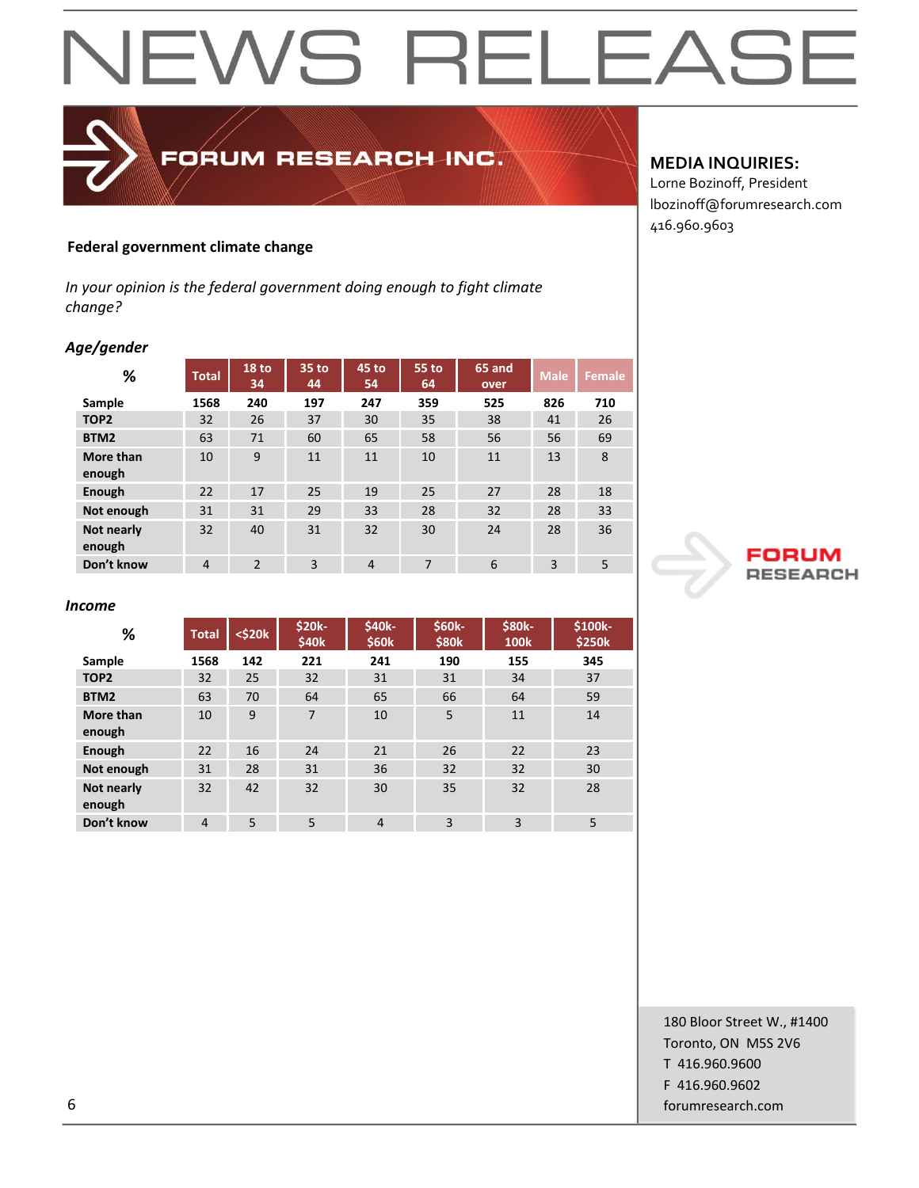# NEWS RELEASE

**FORUM RESEARCH INC.**

**MEDIA INQUIRIES:**
Lorne Bozinoff, President
lbozinoff@forumresearch.com
416.960.9603

**Federal government climate change**

*In your opinion is the federal government doing enough to fight climate change?*

***Age/gender***

| % | Total | 18 to 34 | 35 to 44 | 45 to 54 | 55 to 64 | 65 and over | Male | Female |
|---|---|---|---|---|---|---|---|---|
| **Sample** | **1568** | **240** | **197** | **247** | **359** | **525** | **826** | **710** |
| **TOP2** | 32 | 26 | 37 | 30 | 35 | 38 | 41 | 26 |
| **BTM2** | 63 | 71 | 60 | 65 | 58 | 56 | 56 | 69 |
| **More than enough** | 10 | 9 | 11 | 11 | 10 | 11 | 13 | 8 |
| **Enough** | 22 | 17 | 25 | 19 | 25 | 27 | 28 | 18 |
| **Not enough** | 31 | 31 | 29 | 33 | 28 | 32 | 28 | 33 |
| **Not nearly enough** | 32 | 40 | 31 | 32 | 30 | 24 | 28 | 36 |
| **Don't know** | 4 | 2 | 3 | 4 | 7 | 6 | 3 | 5 |

***Income***

| % | Total | <$20k | $20k-$40k | $40k-$60k | $60k-$80k | $80k-100k | $100k-$250k |
|---|---|---|---|---|---|---|---|
| **Sample** | **1568** | **142** | **221** | **241** | **190** | **155** | **345** |
| **TOP2** | 32 | 25 | 32 | 31 | 31 | 34 | 37 |
| **BTM2** | 63 | 70 | 64 | 65 | 66 | 64 | 59 |
| **More than enough** | 10 | 9 | 7 | 10 | 5 | 11 | 14 |
| **Enough** | 22 | 16 | 24 | 21 | 26 | 22 | 23 |
| **Not enough** | 31 | 28 | 31 | 36 | 32 | 32 | 30 |
| **Not nearly enough** | 32 | 42 | 32 | 30 | 35 | 32 | 28 |
| **Don't know** | 4 | 5 | 5 | 4 | 3 | 3 | 5 |

FORUM RESEARCH

180 Bloor Street W., #1400
Toronto, ON M5S 2V6
T 416.960.9600
F 416.960.9602
forumresearch.com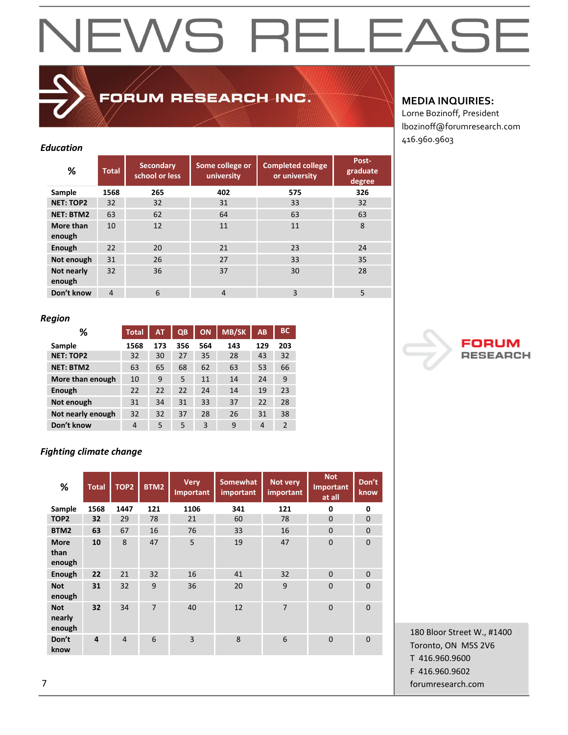# NEWS RELEASE

FORUM RESEARCH INC.

**MEDIA INQUIRIES:**
Lorne Bozinoff, President
lbozinoff@forumresearch.com
416.960.9603

*Education*

| % | Total | Secondary school or less | Some college or university | Completed college or university | Post-graduate degree |
|---|---|---|---|---|---|
| Sample | 1568 | 265 | 402 | 575 | 326 |
| NET: TOP2 | 32 | 32 | 31 | 33 | 32 |
| NET: BTM2 | 63 | 62 | 64 | 63 | 63 |
| More than enough | 10 | 12 | 11 | 11 | 8 |
| Enough | 22 | 20 | 21 | 23 | 24 |
| Not enough | 31 | 26 | 27 | 33 | 35 |
| Not nearly enough | 32 | 36 | 37 | 30 | 28 |
| Don't know | 4 | 6 | 4 | 3 | 5 |

*Region*

| % | Total | AT | QB | ON | MB/SK | AB | BC |
|---|---|---|---|---|---|---|---|
| Sample | 1568 | 173 | 356 | 564 | 143 | 129 | 203 |
| NET: TOP2 | 32 | 30 | 27 | 35 | 28 | 43 | 32 |
| NET: BTM2 | 63 | 65 | 68 | 62 | 63 | 53 | 66 |
| More than enough | 10 | 9 | 5 | 11 | 14 | 24 | 9 |
| Enough | 22 | 22 | 22 | 24 | 14 | 19 | 23 |
| Not enough | 31 | 34 | 31 | 33 | 37 | 22 | 28 |
| Not nearly enough | 32 | 32 | 37 | 28 | 26 | 31 | 38 |
| Don't know | 4 | 5 | 5 | 3 | 9 | 4 | 2 |

*Fighting climate change*

| % | Total | TOP2 | BTM2 | Very Important | Somewhat important | Not very important | Not Important at all | Don't know |
|---|---|---|---|---|---|---|---|---|
| Sample | 1568 | 1447 | 121 | 1106 | 341 | 121 | 0 | 0 |
| TOP2 | 32 | 29 | 78 | 21 | 60 | 78 | 0 | 0 |
| BTM2 | 63 | 67 | 16 | 76 | 33 | 16 | 0 | 0 |
| More than enough | 10 | 8 | 47 | 5 | 19 | 47 | 0 | 0 |
| Enough | 22 | 21 | 32 | 16 | 41 | 32 | 0 | 0 |
| Not enough | 31 | 32 | 9 | 36 | 20 | 9 | 0 | 0 |
| Not nearly enough | 32 | 34 | 7 | 40 | 12 | 7 | 0 | 0 |
| Don't know | 4 | 4 | 6 | 3 | 8 | 6 | 0 | 0 |

FORUM RESEARCH

180 Bloor Street W., #1400
Toronto, ON M5S 2V6
T 416.960.9600
F 416.960.9602
forumresearch.com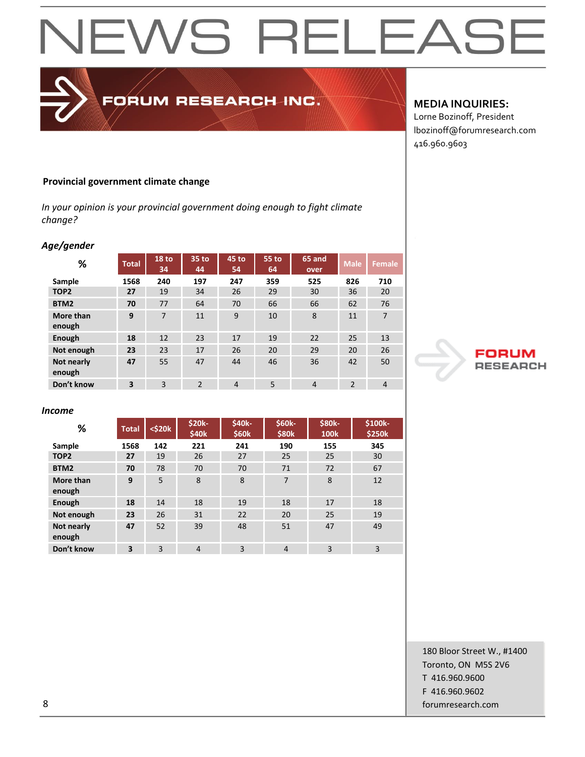# NEWS RELEASE

FORUM RESEARCH INC.

**MEDIA INQUIRIES:**
Lorne Bozinoff, President
lbozinoff@forumresearch.com
416.960.9603

**Provincial government climate change**

*In your opinion is your provincial government doing enough to fight climate change?*

### *Age/gender*

| % | Total | 18 to 34 | 35 to 44 | 45 to 54 | 55 to 64 | 65 and over | Male | Female |
|---|---|---|---|---|---|---|---|---|
| Sample | 1568 | 240 | 197 | 247 | 359 | 525 | 826 | 710 |
| TOP2 | 27 | 19 | 34 | 26 | 29 | 30 | 36 | 20 |
| BTM2 | 70 | 77 | 64 | 70 | 66 | 66 | 62 | 76 |
| More than enough | 9 | 7 | 11 | 9 | 10 | 8 | 11 | 7 |
| Enough | 18 | 12 | 23 | 17 | 19 | 22 | 25 | 13 |
| Not enough | 23 | 23 | 17 | 26 | 20 | 29 | 20 | 26 |
| Not nearly enough | 47 | 55 | 47 | 44 | 46 | 36 | 42 | 50 |
| Don't know | 3 | 3 | 2 | 4 | 5 | 4 | 2 | 4 |

### *Income*

| % | Total | <$20k | $20k-$40k | $40k-$60k | $60k-$80k | $80k-100k | $100k-$250k |
|---|---|---|---|---|---|---|---|
| Sample | 1568 | 142 | 221 | 241 | 190 | 155 | 345 |
| TOP2 | 27 | 19 | 26 | 27 | 25 | 25 | 30 |
| BTM2 | 70 | 78 | 70 | 70 | 71 | 72 | 67 |
| More than enough | 9 | 5 | 8 | 8 | 7 | 8 | 12 |
| Enough | 18 | 14 | 18 | 19 | 18 | 17 | 18 |
| Not enough | 23 | 26 | 31 | 22 | 20 | 25 | 19 |
| Not nearly enough | 47 | 52 | 39 | 48 | 51 | 47 | 49 |
| Don't know | 3 | 3 | 4 | 3 | 4 | 3 | 3 |

180 Bloor Street W., #1400
Toronto, ON M5S 2V6
T 416.960.9600
F 416.960.9602
forumresearch.com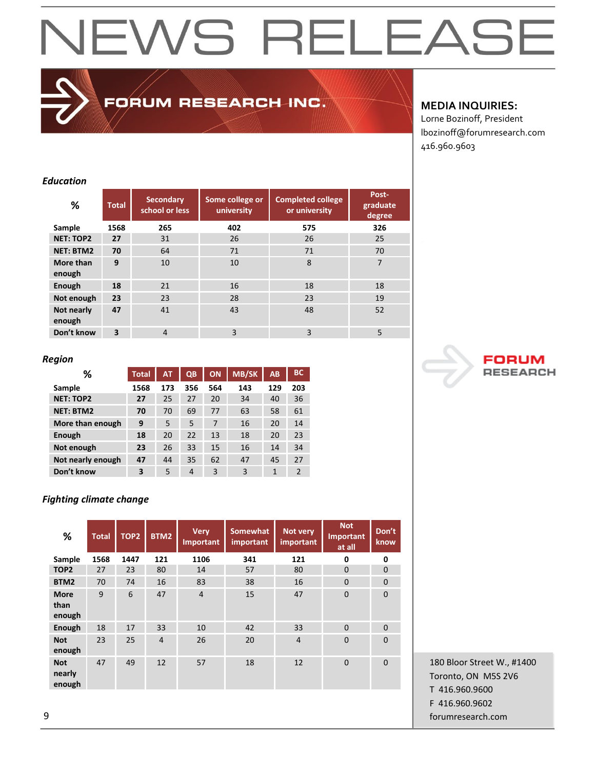# NEWS RELEASE

FORUM RESEARCH INC.

**MEDIA INQUIRIES:**
Lorne Bozinoff, President
lbozinoff@forumresearch.com
416.960.9603

### *Education*

| % | Total | Secondary school or less | Some college or university | Completed college or university | Post-graduate degree |
|---|---|---|---|---|---|
| Sample | 1568 | 265 | 402 | 575 | 326 |
| NET: TOP2 | 27 | 31 | 26 | 26 | 25 |
| NET: BTM2 | 70 | 64 | 71 | 71 | 70 |
| More than enough | 9 | 10 | 10 | 8 | 7 |
| Enough | 18 | 21 | 16 | 18 | 18 |
| Not enough | 23 | 23 | 28 | 23 | 19 |
| Not nearly enough | 47 | 41 | 43 | 48 | 52 |
| Don't know | 3 | 4 | 3 | 3 | 5 |

### *Region*

| % | Total | AT | QB | ON | MB/SK | AB | BC |
|---|---|---|---|---|---|---|---|
| Sample | 1568 | 173 | 356 | 564 | 143 | 129 | 203 |
| NET: TOP2 | 27 | 25 | 27 | 20 | 34 | 40 | 36 |
| NET: BTM2 | 70 | 70 | 69 | 77 | 63 | 58 | 61 |
| More than enough | 9 | 5 | 5 | 7 | 16 | 20 | 14 |
| Enough | 18 | 20 | 22 | 13 | 18 | 20 | 23 |
| Not enough | 23 | 26 | 33 | 15 | 16 | 14 | 34 |
| Not nearly enough | 47 | 44 | 35 | 62 | 47 | 45 | 27 |
| Don't know | 3 | 5 | 4 | 3 | 3 | 1 | 2 |

### *Fighting climate change*

| % | Total | TOP2 | BTM2 | Very Important | Somewhat important | Not very important | Not Important at all | Don't know |
|---|---|---|---|---|---|---|---|---|
| Sample | 1568 | 1447 | 121 | 1106 | 341 | 121 | 0 | 0 |
| TOP2 | 27 | 23 | 80 | 14 | 57 | 80 | 0 | 0 |
| BTM2 | 70 | 74 | 16 | 83 | 38 | 16 | 0 | 0 |
| More than enough | 9 | 6 | 47 | 4 | 15 | 47 | 0 | 0 |
| Enough | 18 | 17 | 33 | 10 | 42 | 33 | 0 | 0 |
| Not enough | 23 | 25 | 4 | 26 | 20 | 4 | 0 | 0 |
| Not nearly enough | 47 | 49 | 12 | 57 | 18 | 12 | 0 | 0 |

180 Bloor Street W., #1400
Toronto, ON M5S 2V6
T 416.960.9600
F 416.960.9602
forumresearch.com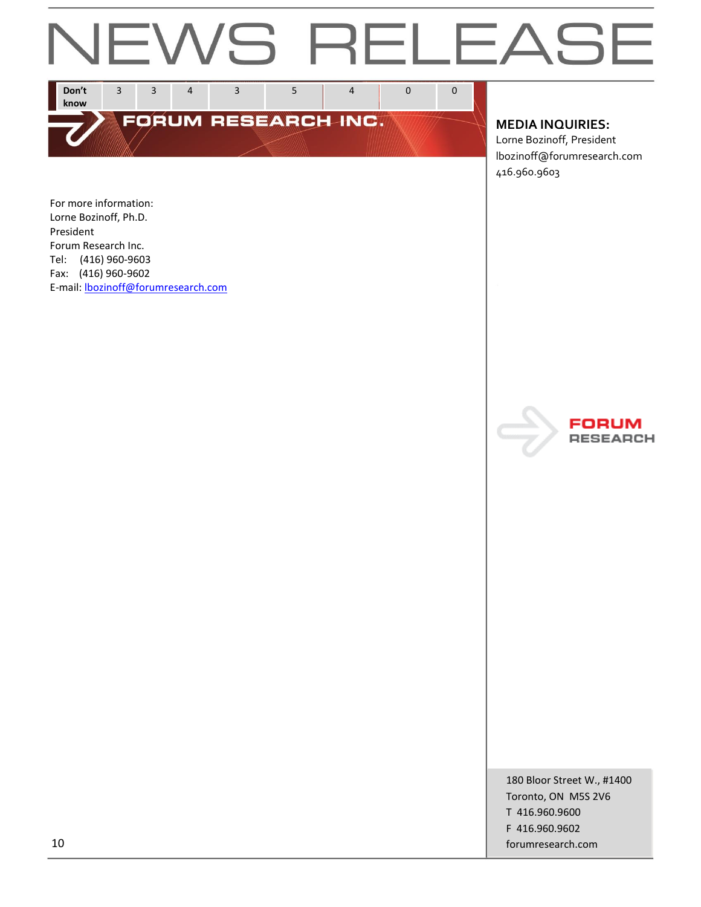# NEWS RELEASE

| | | | | | | | | |
|---|---|---|---|---|---|---|---|---|
| **Don't know** | 3 | 3 | 4 | 3 | 5 | 4 | 0 | 0 |

FORUM RESEARCH INC.

**MEDIA INQUIRIES:**
Lorne Bozinoff, President
lbozinoff@forumresearch.com
416.960.9603

For more information:
Lorne Bozinoff, Ph.D.
President
Forum Research Inc.
Tel: (416) 960-9603
Fax: (416) 960-9602
E-mail: lbozinoff@forumresearch.com

FORUM RESEARCH

180 Bloor Street W., #1400
Toronto, ON M5S 2V6
T 416.960.9600
F 416.960.9602
forumresearch.com